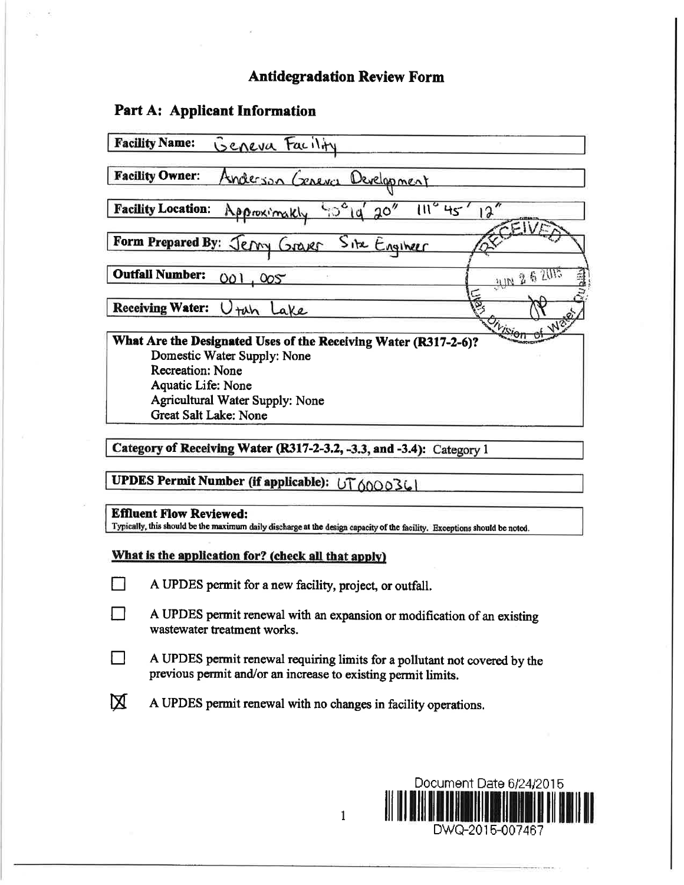# Antidegradation Review Form

## Part A: Applicant Information

**Facility Name:** Geneva Facility

**Facility Owner:** Anderson Geneva Development

**Facility Location:** Approximately 40° 19' 20" 111° 45' 12"

**Form Prepared By:** Jerry Graver Site Engineer

**Outfall Number:** 001, 005

**Receiving Water:** Utah Lake

RECEIVED JUN 26 2015 Utah Division of Water Quality

**What Are the Designated Uses of the Receiving Water (R317-2-6)?**

Domestic Water Supply: None
Recreation: None
Aquatic Life: None
Agricultural Water Supply: None
Great Salt Lake: None

**Category of Receiving Water (R317-2-3.2, -3.3, and -3.4):** Category 1

**UPDES Permit Number (if applicable):** UT0000361

**Effluent Flow Reviewed:**
Typically, this should be the maximum daily discharge at the design capacity of the facility. Exceptions should be noted.

**What is the application for? (check all that apply)**

- [ ] A UPDES permit for a new facility, project, or outfall.
- [ ] A UPDES permit renewal with an expansion or modification of an existing wastewater treatment works.
- [ ] A UPDES permit renewal requiring limits for a pollutant not covered by the previous permit and/or an increase to existing permit limits.
- [x] A UPDES permit renewal with no changes in facility operations.

Document Date 6/24/2015
DWQ-2015-007467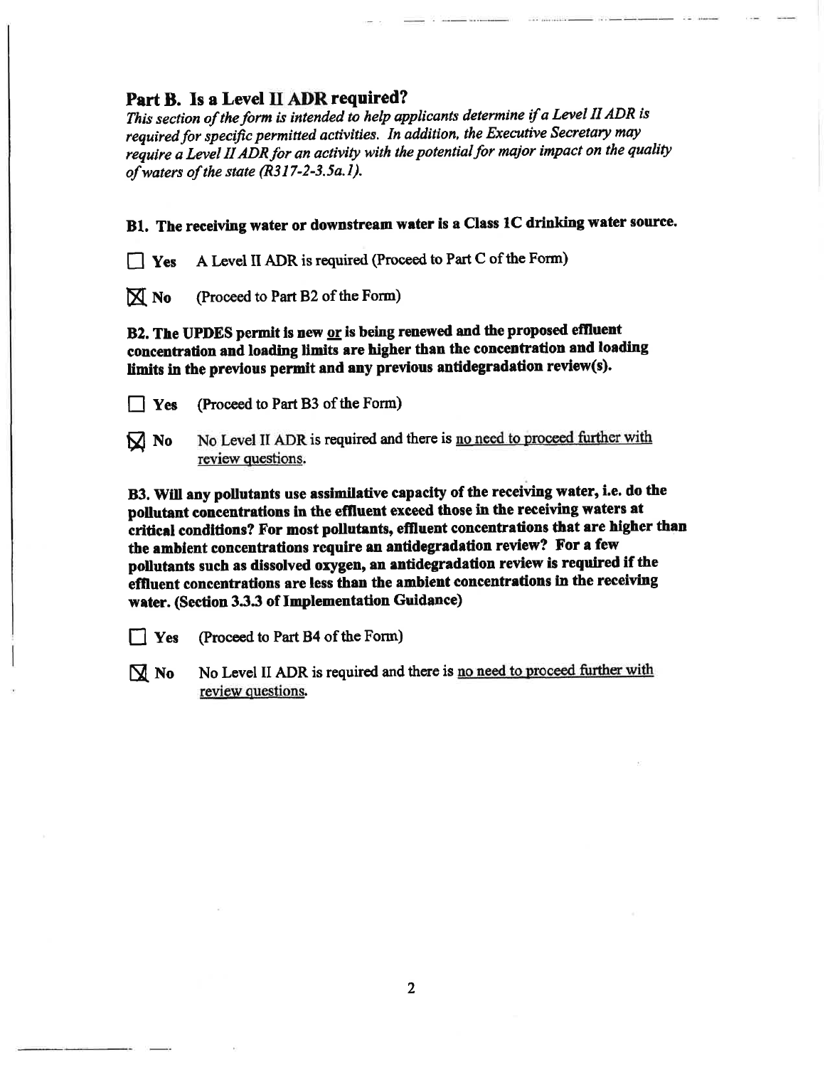## Part B. Is a Level II ADR required?

*This section of the form is intended to help applicants determine if a Level II ADR is required for specific permitted activities. In addition, the Executive Secretary may require a Level II ADR for an activity with the potential for major impact on the quality of waters of the state (R317-2-3.5a.1).*

**B1. The receiving water or downstream water is a Class 1C drinking water source.**

☐ **Yes** A Level II ADR is required (Proceed to Part C of the Form)

☒ **No** (Proceed to Part B2 of the Form)

**B2. The UPDES permit is new <u>or</u> is being renewed and the proposed effluent concentration and loading limits are higher than the concentration and loading limits in the previous permit and any previous antidegradation review(s).**

☐ **Yes** (Proceed to Part B3 of the Form)

☒ **No** No Level II ADR is required and there is <u>no need to proceed further with review questions.</u>

**B3. Will any pollutants use assimilative capacity of the receiving water, i.e. do the pollutant concentrations in the effluent exceed those in the receiving waters at critical conditions? For most pollutants, effluent concentrations that are higher than the ambient concentrations require an antidegradation review? For a few pollutants such as dissolved oxygen, an antidegradation review is required if the effluent concentrations are less than the ambient concentrations in the receiving water. (Section 3.3.3 of Implementation Guidance)**

☐ **Yes** (Proceed to Part B4 of the Form)

☒ **No** No Level II ADR is required and there is <u>no need to proceed further with review questions.</u>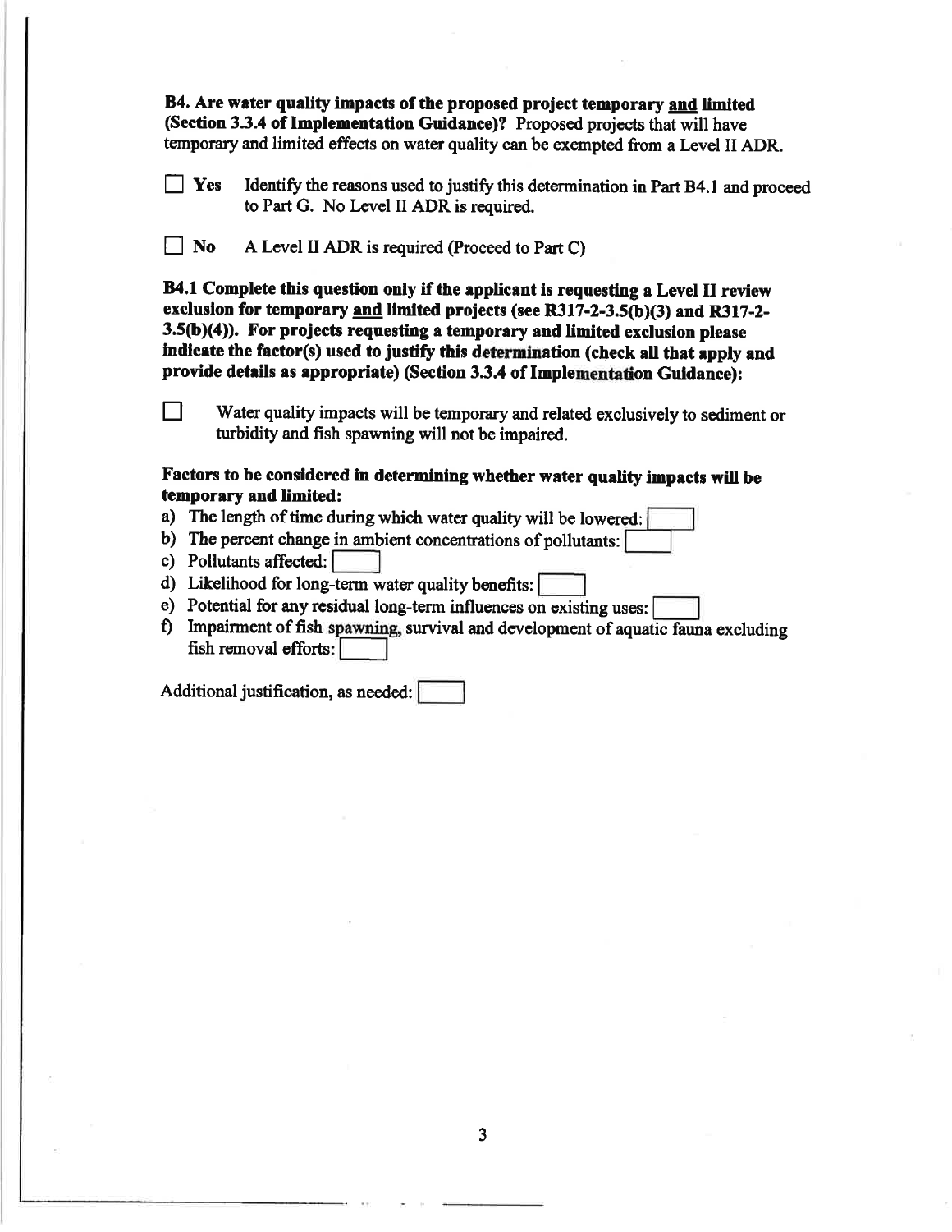**B4. Are water quality impacts of the proposed project temporary <u>and</u> limited (Section 3.3.4 of Implementation Guidance)?** Proposed projects that will have temporary and limited effects on water quality can be exempted from a Level II ADR.

☐ **Yes** Identify the reasons used to justify this determination in Part B4.1 and proceed to Part G. No Level II ADR is required.

☐ **No** A Level II ADR is required (Proceed to Part C)

**B4.1 Complete this question only if the applicant is requesting a Level II review exclusion for temporary <u>and</u> limited projects (see R317-2-3.5(b)(3) and R317-2-3.5(b)(4)). For projects requesting a temporary and limited exclusion please indicate the factor(s) used to justify this determination (check all that apply and provide details as appropriate) (Section 3.3.4 of Implementation Guidance):**

☐ Water quality impacts will be temporary and related exclusively to sediment or turbidity and fish spawning will not be impaired.

**Factors to be considered in determining whether water quality impacts will be temporary and limited:**

a) The length of time during which water quality will be lowered: ☐
b) The percent change in ambient concentrations of pollutants: ☐
c) Pollutants affected: ☐
d) Likelihood for long-term water quality benefits: ☐
e) Potential for any residual long-term influences on existing uses: ☐
f) Impairment of fish spawning, survival and development of aquatic fauna excluding fish removal efforts: ☐

Additional justification, as needed: ☐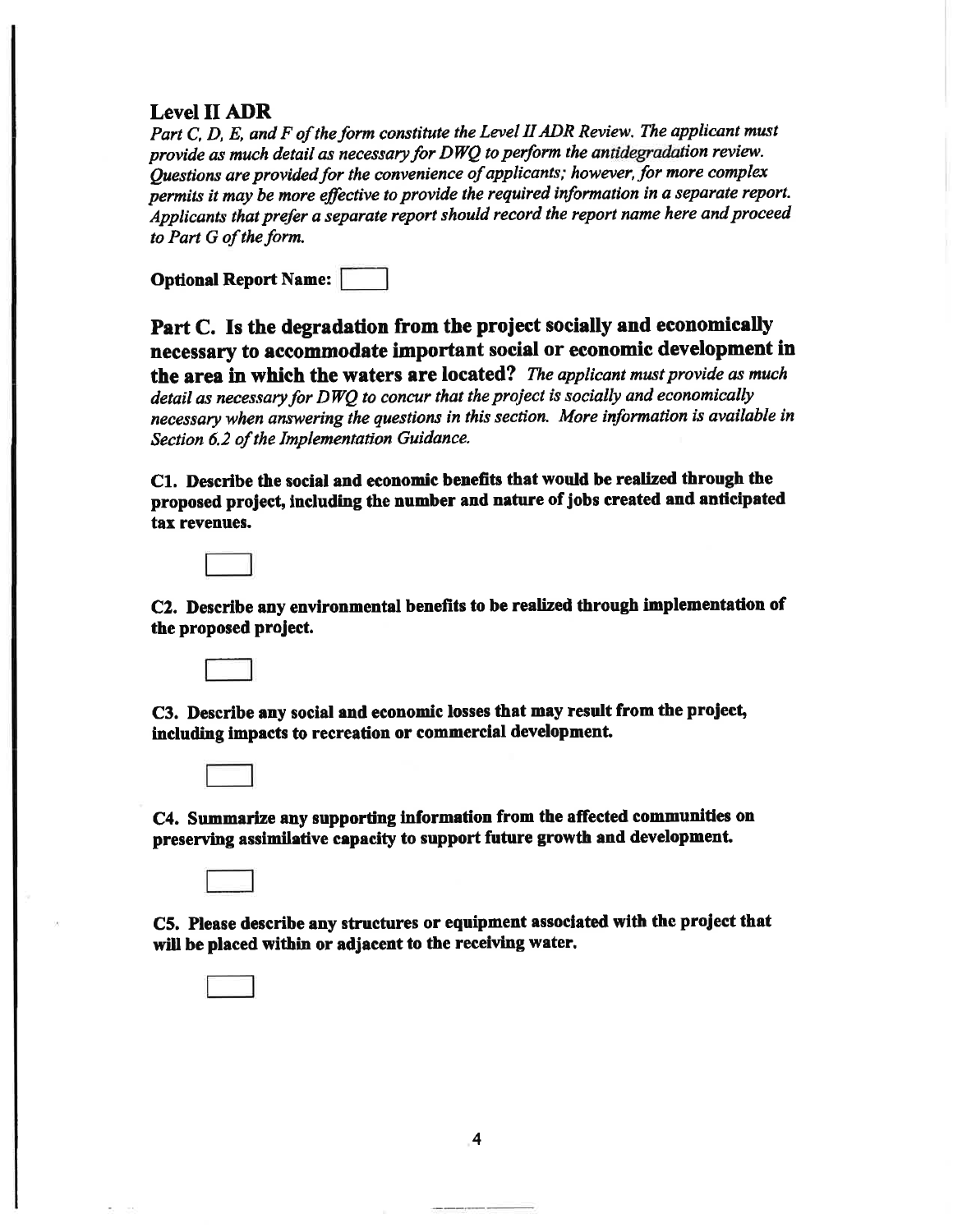## Level II ADR

*Part C, D, E, and F of the form constitute the Level II ADR Review. The applicant must provide as much detail as necessary for DWQ to perform the antidegradation review. Questions are provided for the convenience of applicants; however, for more complex permits it may be more effective to provide the required information in a separate report. Applicants that prefer a separate report should record the report name here and proceed to Part G of the form.*

**Optional Report Name:** [ ]

## Part C. Is the degradation from the project socially and economically necessary to accommodate important social or economic development in the area in which the waters are located?

*The applicant must provide as much detail as necessary for DWQ to concur that the project is socially and economically necessary when answering the questions in this section. More information is available in Section 6.2 of the Implementation Guidance.*

**C1. Describe the social and economic benefits that would be realized through the proposed project, including the number and nature of jobs created and anticipated tax revenues.**

[ ]

**C2. Describe any environmental benefits to be realized through implementation of the proposed project.**

[ ]

**C3. Describe any social and economic losses that may result from the project, including impacts to recreation or commercial development.**

[ ]

**C4. Summarize any supporting information from the affected communities on preserving assimilative capacity to support future growth and development.**

[ ]

**C5. Please describe any structures or equipment associated with the project that will be placed within or adjacent to the receiving water.**

[ ]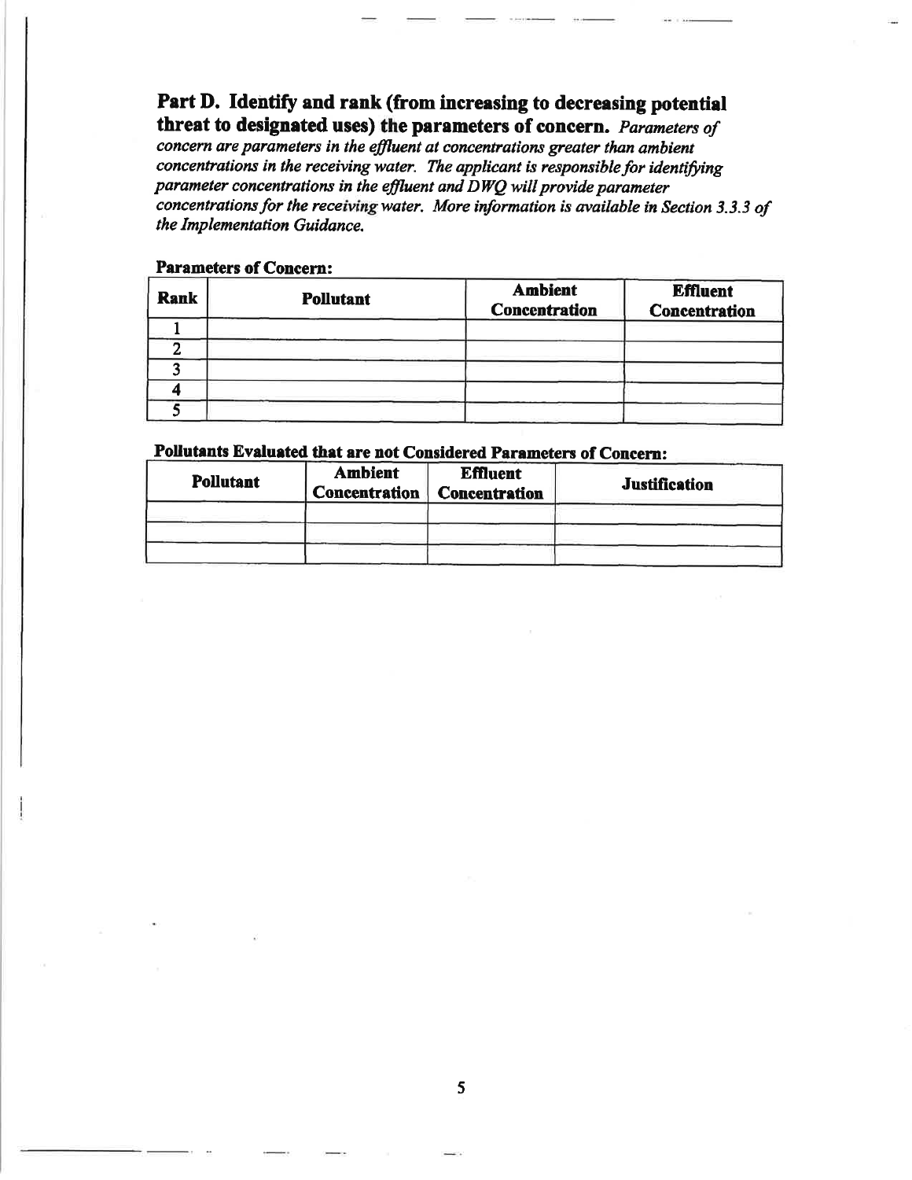## Part D. Identify and rank (from increasing to decreasing potential threat to designated uses) the parameters of concern.

*Parameters of concern are parameters in the effluent at concentrations greater than ambient concentrations in the receiving water. The applicant is responsible for identifying parameter concentrations in the effluent and DWQ will provide parameter concentrations for the receiving water. More information is available in Section 3.3.3 of the Implementation Guidance.*

**Parameters of Concern:**

| Rank | Pollutant | Ambient Concentration | Effluent Concentration |
|---|---|---|---|
| 1 | | | |
| 2 | | | |
| 3 | | | |
| 4 | | | |
| 5 | | | |

**Pollutants Evaluated that are not Considered Parameters of Concern:**

| Pollutant | Ambient Concentration | Effluent Concentration | Justification |
|---|---|---|---|
| | | | |
| | | | |
| | | | |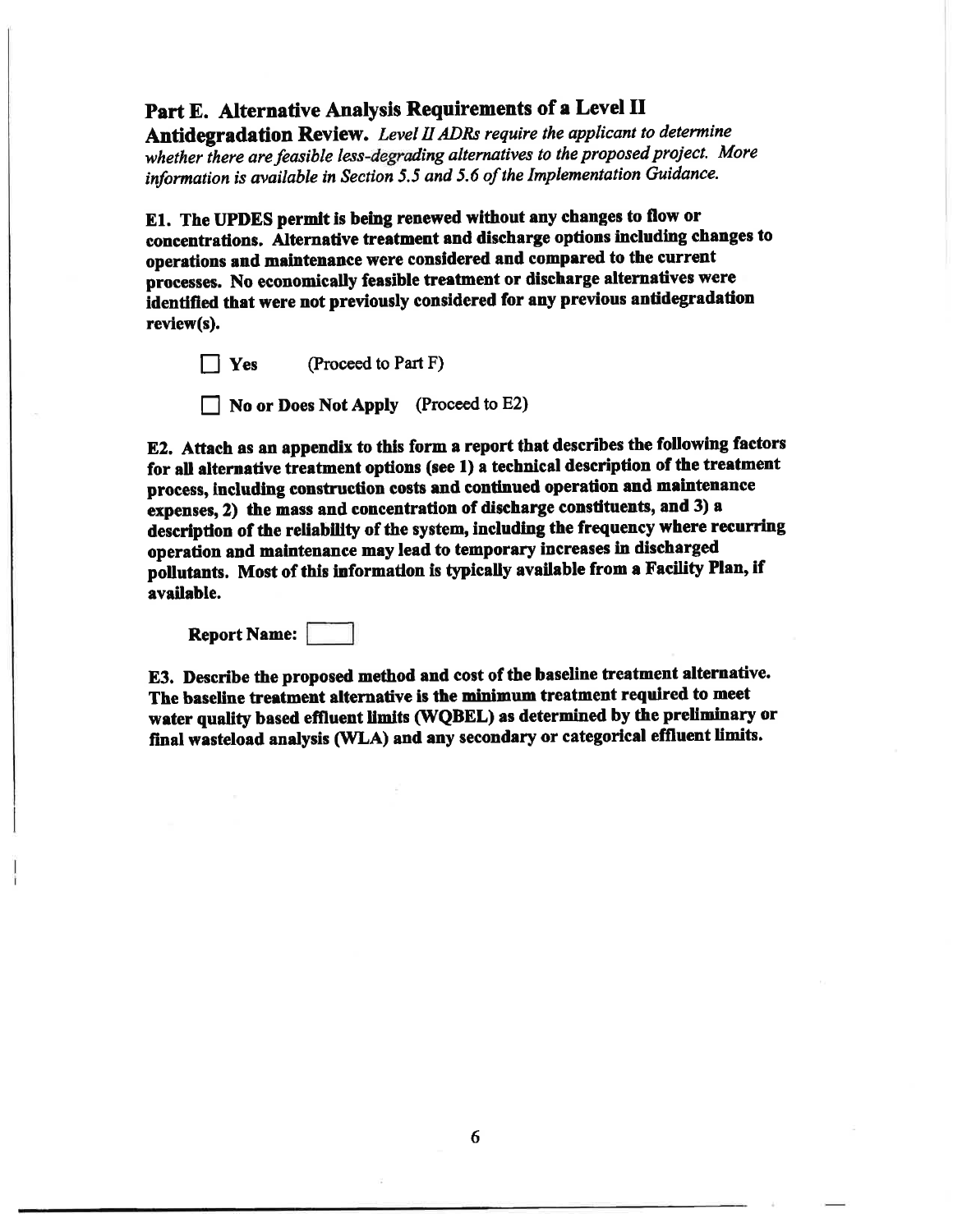## Part E. Alternative Analysis Requirements of a Level II Antidegradation Review.

*Level II ADRs require the applicant to determine whether there are feasible less-degrading alternatives to the proposed project. More information is available in Section 5.5 and 5.6 of the Implementation Guidance.*

**E1. The UPDES permit is being renewed without any changes to flow or concentrations. Alternative treatment and discharge options including changes to operations and maintenance were considered and compared to the current processes. No economically feasible treatment or discharge alternatives were identified that were not previously considered for any previous antidegradation review(s).**

☐ **Yes** (Proceed to Part F)

☐ **No or Does Not Apply** (Proceed to E2)

**E2. Attach as an appendix to this form a report that describes the following factors for all alternative treatment options (see 1) a technical description of the treatment process, including construction costs and continued operation and maintenance expenses, 2) the mass and concentration of discharge constituents, and 3) a description of the reliability of the system, including the frequency where recurring operation and maintenance may lead to temporary increases in discharged pollutants. Most of this information is typically available from a Facility Plan, if available.**

**Report Name:** ☐

**E3. Describe the proposed method and cost of the baseline treatment alternative. The baseline treatment alternative is the minimum treatment required to meet water quality based effluent limits (WQBEL) as determined by the preliminary or final wasteload analysis (WLA) and any secondary or categorical effluent limits.**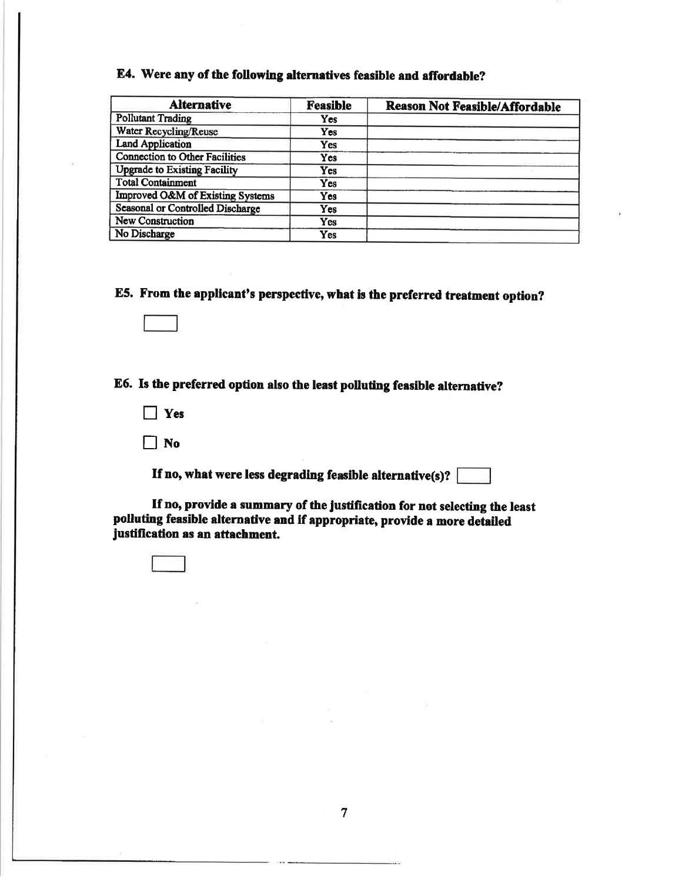## E4. Were any of the following alternatives feasible and affordable?

| Alternative | Feasible | Reason Not Feasible/Affordable |
|---|---|---|
| Pollutant Trading | Yes | |
| Water Recycling/Reuse | Yes | |
| Land Application | Yes | |
| Connection to Other Facilities | Yes | |
| Upgrade to Existing Facility | Yes | |
| Total Containment | Yes | |
| Improved O&M of Existing Systems | Yes | |
| Seasonal or Controlled Discharge | Yes | |
| New Construction | Yes | |
| No Discharge | Yes | |

## E5. From the applicant's perspective, what is the preferred treatment option?

☐

## E6. Is the preferred option also the least polluting feasible alternative?

☐ **Yes**

☐ **No**

**If no, what were less degrading feasible alternative(s)?** ☐

**If no, provide a summary of the justification for not selecting the least polluting feasible alternative and if appropriate, provide a more detailed justification as an attachment.**

☐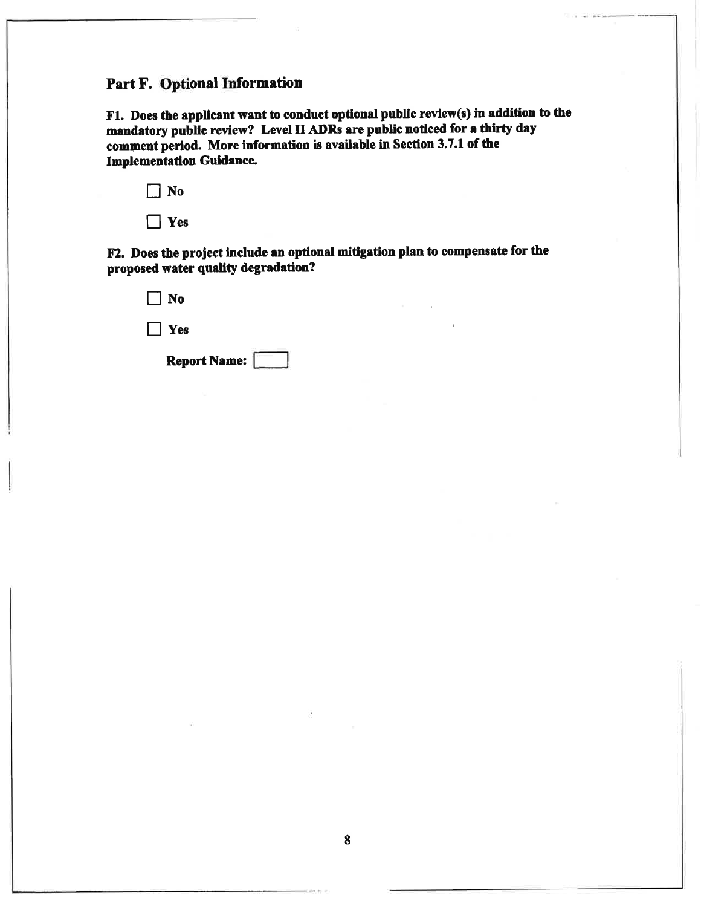## Part F. Optional Information

**F1. Does the applicant want to conduct optional public review(s) in addition to the mandatory public review? Level II ADRs are public noticed for a thirty day comment period. More information is available in Section 3.7.1 of the Implementation Guidance.**

☐ **No**

☐ **Yes**

**F2. Does the project include an optional mitigation plan to compensate for the proposed water quality degradation?**

☐ **No**

☐ **Yes**

**Report Name:** ☐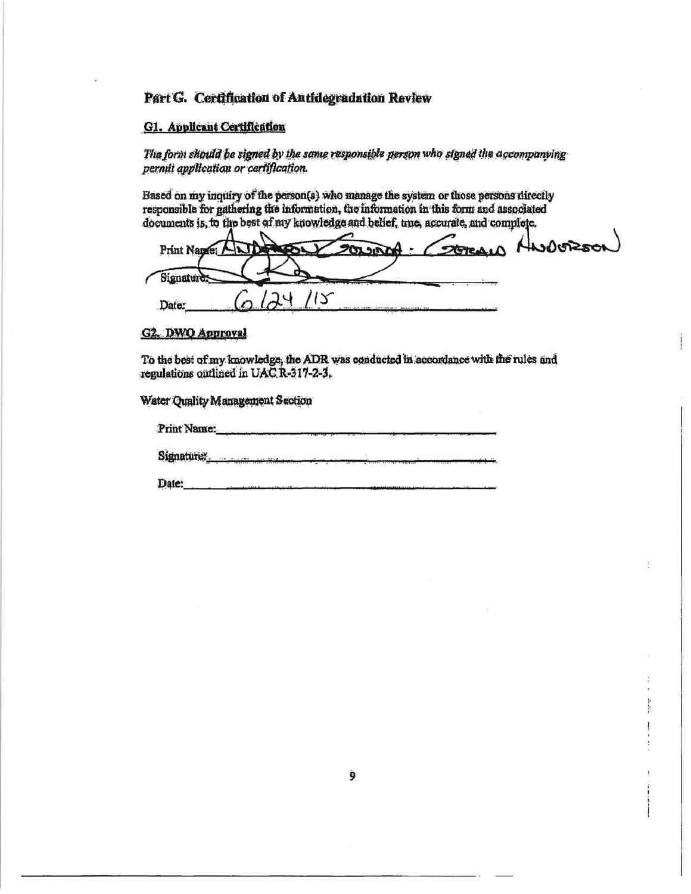## Part G. Certification of Antidegradation Review

### G1. Applicant Certification

*The form should be signed by the same responsible person who signed the accompanying permit application or certification.*

Based on my inquiry of the person(s) who manage the system or those persons directly responsible for gathering the information, the information in this form and associated documents is, to the best of my knowledge and belief, true, accurate, and complete.

Print Name: ANDERSON SOLUTION : GERALD ANDERSON

Signature: 

Date: 6/24/15

### G2. DWQ Approval

To the best of my knowledge, the ADR was conducted in accordance with the rules and regulations outlined in UAC R-317-2-3.

Water Quality Management Section

Print Name: ______________________

Signature: ______________________

Date: ______________________